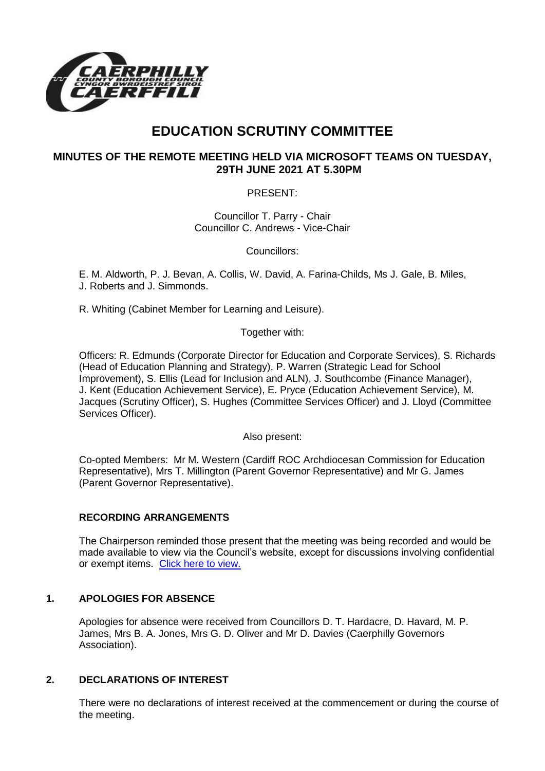# EDUCATION SCRUTINY COMMITTEE

## MINUTES OF THE REMOTE MEETING HELD VIA MICROSOFT TEAMS ON TUESDAY, 29TH JUNE 2021 AT 5.30PM

PRESENT:

Councillor T. Parry - Chair
Councillor C. Andrews - Vice-Chair

Councillors:

E. M. Aldworth, P. J. Bevan, A. Collis, W. David, A. Farina-Childs, Ms J. Gale, B. Miles, J. Roberts and J. Simmonds.

R. Whiting (Cabinet Member for Learning and Leisure).

Together with:

Officers: R. Edmunds (Corporate Director for Education and Corporate Services), S. Richards (Head of Education Planning and Strategy), P. Warren (Strategic Lead for School Improvement), S. Ellis (Lead for Inclusion and ALN), J. Southcombe (Finance Manager), J. Kent (Education Achievement Service), E. Pryce (Education Achievement Service), M. Jacques (Scrutiny Officer), S. Hughes (Committee Services Officer) and J. Lloyd (Committee Services Officer).

Also present:

Co-opted Members: Mr M. Western (Cardiff ROC Archdiocesan Commission for Education Representative), Mrs T. Millington (Parent Governor Representative) and Mr G. James (Parent Governor Representative).

**RECORDING ARRANGEMENTS**

The Chairperson reminded those present that the meeting was being recorded and would be made available to view via the Council's website, except for discussions involving confidential or exempt items. Click here to view.

**1. APOLOGIES FOR ABSENCE**

Apologies for absence were received from Councillors D. T. Hardacre, D. Havard, M. P. James, Mrs B. A. Jones, Mrs G. D. Oliver and Mr D. Davies (Caerphilly Governors Association).

**2. DECLARATIONS OF INTEREST**

There were no declarations of interest received at the commencement or during the course of the meeting.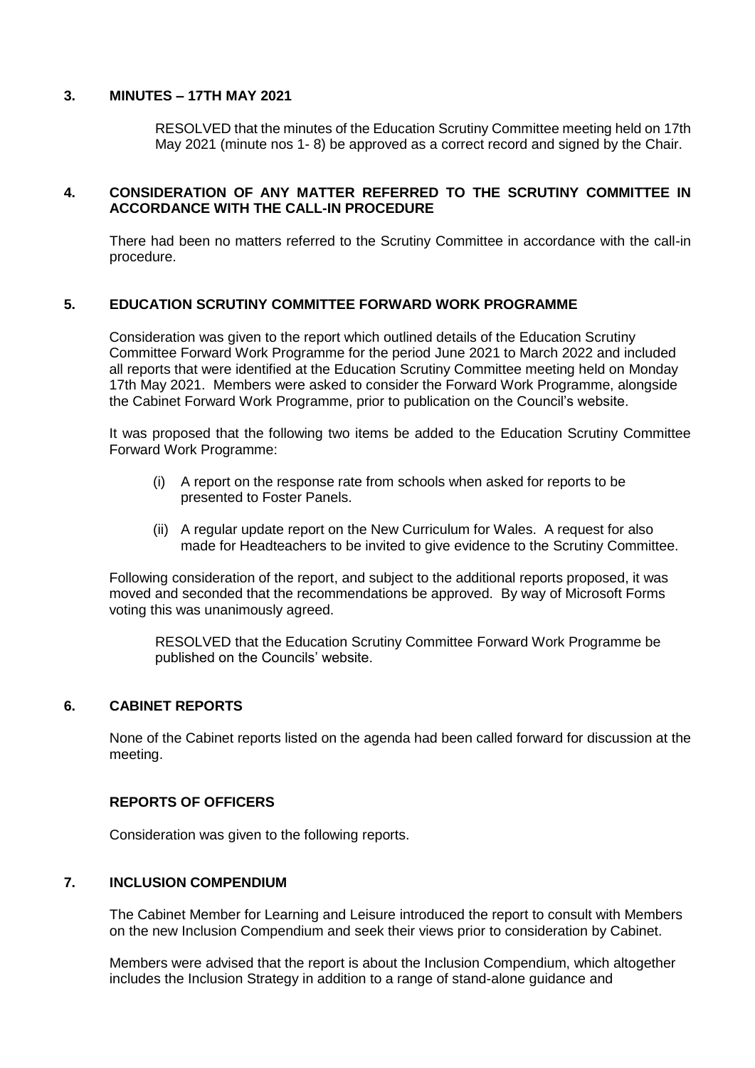## 3. MINUTES – 17TH MAY 2021

RESOLVED that the minutes of the Education Scrutiny Committee meeting held on 17th May 2021 (minute nos 1- 8) be approved as a correct record and signed by the Chair.

## 4. CONSIDERATION OF ANY MATTER REFERRED TO THE SCRUTINY COMMITTEE IN ACCORDANCE WITH THE CALL-IN PROCEDURE

There had been no matters referred to the Scrutiny Committee in accordance with the call-in procedure.

## 5. EDUCATION SCRUTINY COMMITTEE FORWARD WORK PROGRAMME

Consideration was given to the report which outlined details of the Education Scrutiny Committee Forward Work Programme for the period June 2021 to March 2022 and included all reports that were identified at the Education Scrutiny Committee meeting held on Monday 17th May 2021. Members were asked to consider the Forward Work Programme, alongside the Cabinet Forward Work Programme, prior to publication on the Council's website.

It was proposed that the following two items be added to the Education Scrutiny Committee Forward Work Programme:

(i) A report on the response rate from schools when asked for reports to be presented to Foster Panels.

(ii) A regular update report on the New Curriculum for Wales. A request for also made for Headteachers to be invited to give evidence to the Scrutiny Committee.

Following consideration of the report, and subject to the additional reports proposed, it was moved and seconded that the recommendations be approved. By way of Microsoft Forms voting this was unanimously agreed.

RESOLVED that the Education Scrutiny Committee Forward Work Programme be published on the Councils' website.

## 6. CABINET REPORTS

None of the Cabinet reports listed on the agenda had been called forward for discussion at the meeting.

## REPORTS OF OFFICERS

Consideration was given to the following reports.

## 7. INCLUSION COMPENDIUM

The Cabinet Member for Learning and Leisure introduced the report to consult with Members on the new Inclusion Compendium and seek their views prior to consideration by Cabinet.

Members were advised that the report is about the Inclusion Compendium, which altogether includes the Inclusion Strategy in addition to a range of stand-alone guidance and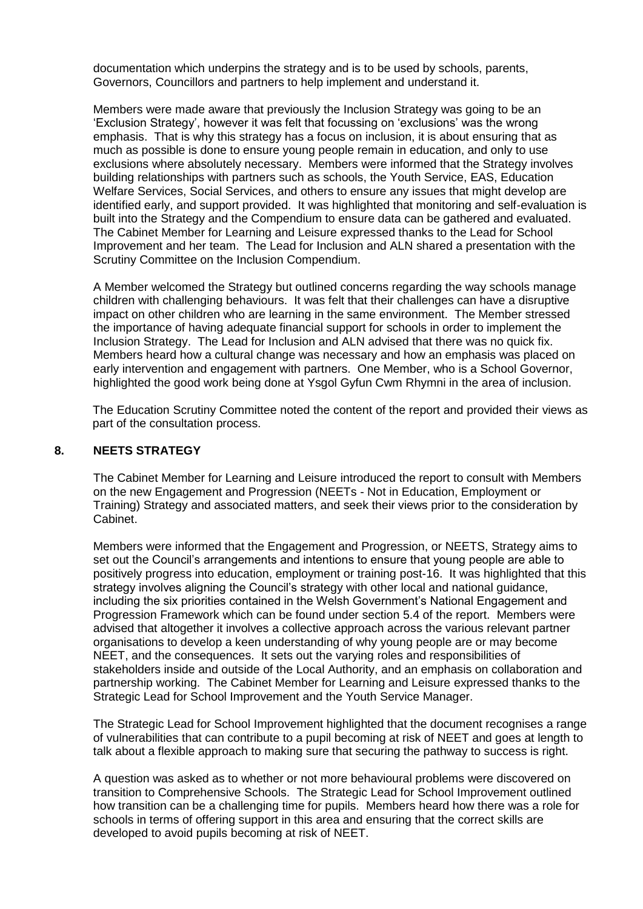documentation which underpins the strategy and is to be used by schools, parents, Governors, Councillors and partners to help implement and understand it.

Members were made aware that previously the Inclusion Strategy was going to be an 'Exclusion Strategy', however it was felt that focussing on 'exclusions' was the wrong emphasis. That is why this strategy has a focus on inclusion, it is about ensuring that as much as possible is done to ensure young people remain in education, and only to use exclusions where absolutely necessary. Members were informed that the Strategy involves building relationships with partners such as schools, the Youth Service, EAS, Education Welfare Services, Social Services, and others to ensure any issues that might develop are identified early, and support provided. It was highlighted that monitoring and self-evaluation is built into the Strategy and the Compendium to ensure data can be gathered and evaluated. The Cabinet Member for Learning and Leisure expressed thanks to the Lead for School Improvement and her team. The Lead for Inclusion and ALN shared a presentation with the Scrutiny Committee on the Inclusion Compendium.

A Member welcomed the Strategy but outlined concerns regarding the way schools manage children with challenging behaviours. It was felt that their challenges can have a disruptive impact on other children who are learning in the same environment. The Member stressed the importance of having adequate financial support for schools in order to implement the Inclusion Strategy. The Lead for Inclusion and ALN advised that there was no quick fix. Members heard how a cultural change was necessary and how an emphasis was placed on early intervention and engagement with partners. One Member, who is a School Governor, highlighted the good work being done at Ysgol Gyfun Cwm Rhymni in the area of inclusion.

The Education Scrutiny Committee noted the content of the report and provided their views as part of the consultation process.

## 8. NEETS STRATEGY

The Cabinet Member for Learning and Leisure introduced the report to consult with Members on the new Engagement and Progression (NEETs - Not in Education, Employment or Training) Strategy and associated matters, and seek their views prior to the consideration by Cabinet.

Members were informed that the Engagement and Progression, or NEETS, Strategy aims to set out the Council's arrangements and intentions to ensure that young people are able to positively progress into education, employment or training post-16. It was highlighted that this strategy involves aligning the Council's strategy with other local and national guidance, including the six priorities contained in the Welsh Government's National Engagement and Progression Framework which can be found under section 5.4 of the report. Members were advised that altogether it involves a collective approach across the various relevant partner organisations to develop a keen understanding of why young people are or may become NEET, and the consequences. It sets out the varying roles and responsibilities of stakeholders inside and outside of the Local Authority, and an emphasis on collaboration and partnership working. The Cabinet Member for Learning and Leisure expressed thanks to the Strategic Lead for School Improvement and the Youth Service Manager.

The Strategic Lead for School Improvement highlighted that the document recognises a range of vulnerabilities that can contribute to a pupil becoming at risk of NEET and goes at length to talk about a flexible approach to making sure that securing the pathway to success is right.

A question was asked as to whether or not more behavioural problems were discovered on transition to Comprehensive Schools. The Strategic Lead for School Improvement outlined how transition can be a challenging time for pupils. Members heard how there was a role for schools in terms of offering support in this area and ensuring that the correct skills are developed to avoid pupils becoming at risk of NEET.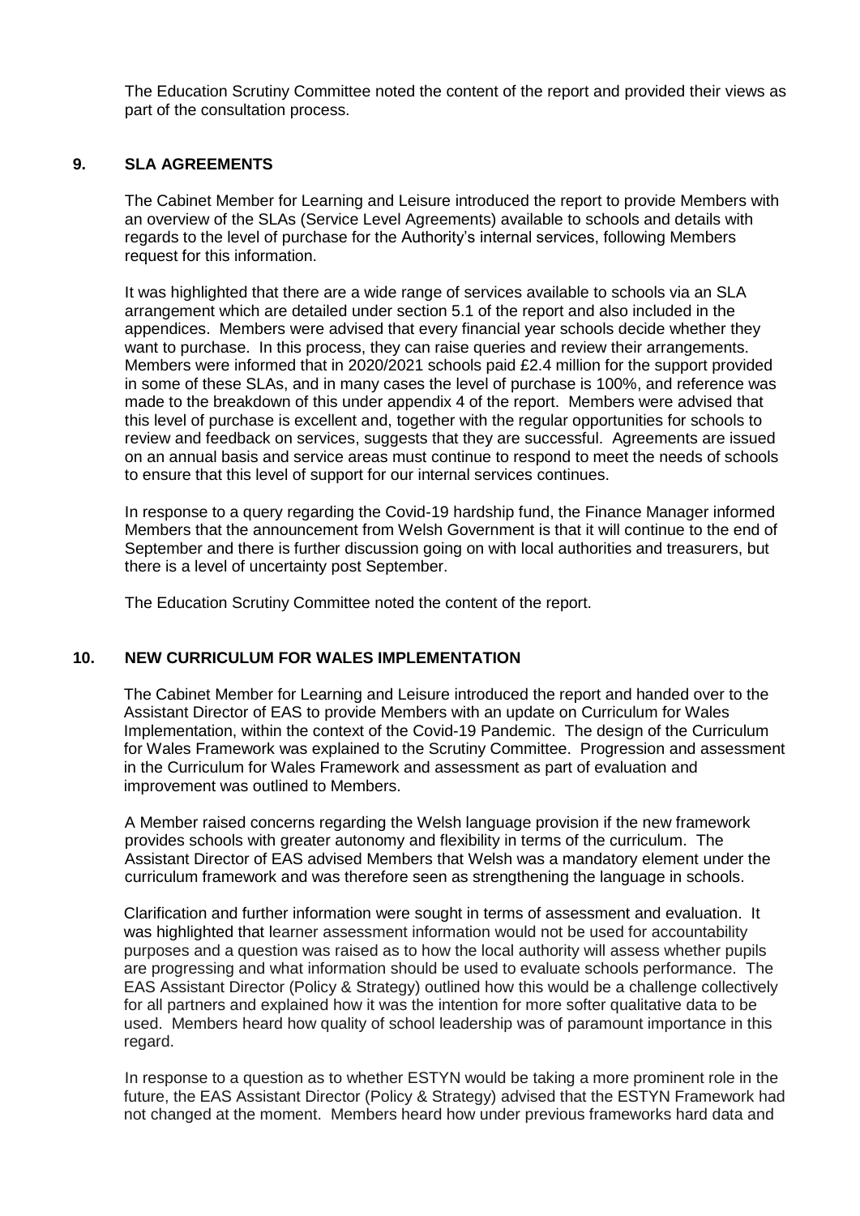The Education Scrutiny Committee noted the content of the report and provided their views as part of the consultation process.

## 9. SLA AGREEMENTS

The Cabinet Member for Learning and Leisure introduced the report to provide Members with an overview of the SLAs (Service Level Agreements) available to schools and details with regards to the level of purchase for the Authority's internal services, following Members request for this information.

It was highlighted that there are a wide range of services available to schools via an SLA arrangement which are detailed under section 5.1 of the report and also included in the appendices. Members were advised that every financial year schools decide whether they want to purchase. In this process, they can raise queries and review their arrangements. Members were informed that in 2020/2021 schools paid £2.4 million for the support provided in some of these SLAs, and in many cases the level of purchase is 100%, and reference was made to the breakdown of this under appendix 4 of the report. Members were advised that this level of purchase is excellent and, together with the regular opportunities for schools to review and feedback on services, suggests that they are successful. Agreements are issued on an annual basis and service areas must continue to respond to meet the needs of schools to ensure that this level of support for our internal services continues.

In response to a query regarding the Covid-19 hardship fund, the Finance Manager informed Members that the announcement from Welsh Government is that it will continue to the end of September and there is further discussion going on with local authorities and treasurers, but there is a level of uncertainty post September.

The Education Scrutiny Committee noted the content of the report.

## 10. NEW CURRICULUM FOR WALES IMPLEMENTATION

The Cabinet Member for Learning and Leisure introduced the report and handed over to the Assistant Director of EAS to provide Members with an update on Curriculum for Wales Implementation, within the context of the Covid-19 Pandemic. The design of the Curriculum for Wales Framework was explained to the Scrutiny Committee. Progression and assessment in the Curriculum for Wales Framework and assessment as part of evaluation and improvement was outlined to Members.

A Member raised concerns regarding the Welsh language provision if the new framework provides schools with greater autonomy and flexibility in terms of the curriculum. The Assistant Director of EAS advised Members that Welsh was a mandatory element under the curriculum framework and was therefore seen as strengthening the language in schools.

Clarification and further information were sought in terms of assessment and evaluation. It was highlighted that learner assessment information would not be used for accountability purposes and a question was raised as to how the local authority will assess whether pupils are progressing and what information should be used to evaluate schools performance. The EAS Assistant Director (Policy & Strategy) outlined how this would be a challenge collectively for all partners and explained how it was the intention for more softer qualitative data to be used. Members heard how quality of school leadership was of paramount importance in this regard.

In response to a question as to whether ESTYN would be taking a more prominent role in the future, the EAS Assistant Director (Policy & Strategy) advised that the ESTYN Framework had not changed at the moment. Members heard how under previous frameworks hard data and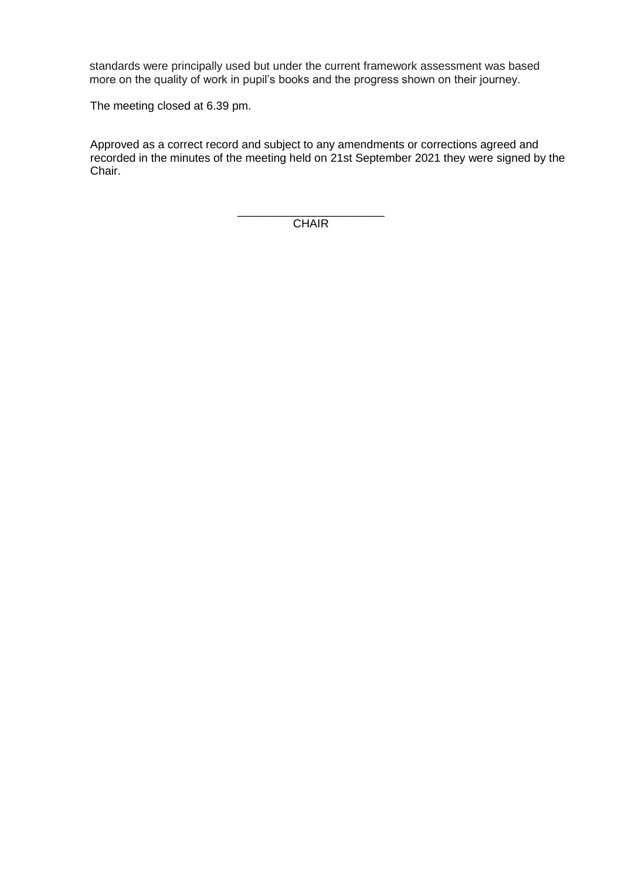standards were principally used but under the current framework assessment was based more on the quality of work in pupil's books and the progress shown on their journey.

The meeting closed at 6.39 pm.

Approved as a correct record and subject to any amendments or corrections agreed and recorded in the minutes of the meeting held on 21st September 2021 they were signed by the Chair.

\_\_\_\_\_\_\_\_\_\_\_\_\_\_\_\_\_\_\_\_\_\_\_

CHAIR